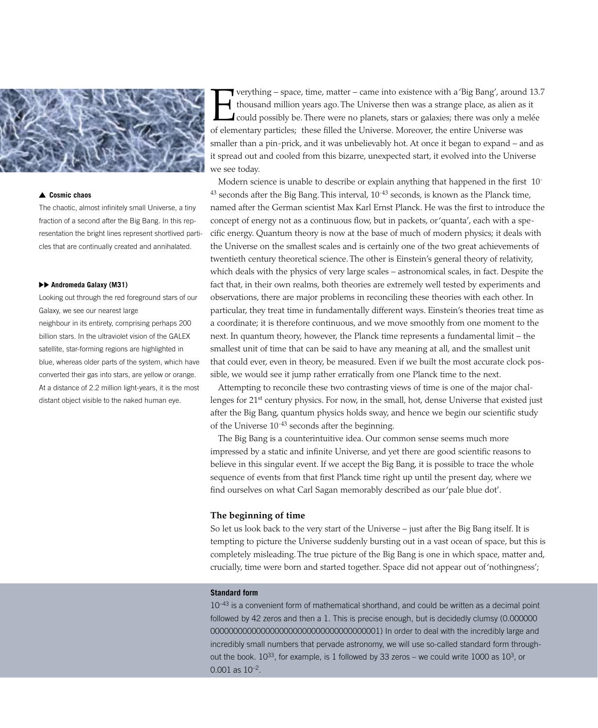**▲ Cosmic chaos**

The chaotic, almost infinitely small Universe, a tiny fraction of a second after the Big Bang. In this representation the bright lines represent shortlived particles that are continually created and annihalated.

**▶▶ Andromeda Galaxy (M31)**

Looking out through the red foreground stars of our Galaxy, we see our nearest large neighbour in its entirety, comprising perhaps 200 billion stars. In the ultraviolet vision of the GALEX satellite, star-forming regions are highlighted in blue, whereas older parts of the system, which have converted their gas into stars, are yellow or orange. At a distance of 2.2 million light-years, it is the most distant object visible to the naked human eye.

Everything – space, time, matter – came into existence with a 'Big Bang', around 13.7 thousand million years ago. The Universe then was a strange place, as alien as it could possibly be. There were no planets, stars or galaxies; there was only a melée of elementary particles; these filled the Universe. Moreover, the entire Universe was smaller than a pin-prick, and it was unbelievably hot. At once it began to expand – and as it spread out and cooled from this bizarre, unexpected start, it evolved into the Universe we see today.

Modern science is unable to describe or explain anything that happened in the first $10^{-43}$ seconds after the Big Bang. This interval, $10^{-43}$ seconds, is known as the Planck time, named after the German scientist Max Karl Ernst Planck. He was the first to introduce the concept of energy not as a continuous flow, but in packets, or 'quanta', each with a specific energy. Quantum theory is now at the base of much of modern physics; it deals with the Universe on the smallest scales and is certainly one of the two great achievements of twentieth century theoretical science. The other is Einstein's general theory of relativity, which deals with the physics of very large scales – astronomical scales, in fact. Despite the fact that, in their own realms, both theories are extremely well tested by experiments and observations, there are major problems in reconciling these theories with each other. In particular, they treat time in fundamentally different ways. Einstein's theories treat time as a coordinate; it is therefore continuous, and we move smoothly from one moment to the next. In quantum theory, however, the Planck time represents a fundamental limit – the smallest unit of time that can be said to have any meaning at all, and the smallest unit that could ever, even in theory, be measured. Even if we built the most accurate clock possible, we would see it jump rather erratically from one Planck time to the next.

Attempting to reconcile these two contrasting views of time is one of the major challenges for 21st century physics. For now, in the small, hot, dense Universe that existed just after the Big Bang, quantum physics holds sway, and hence we begin our scientific study of the Universe $10^{-43}$ seconds after the beginning.

The Big Bang is a counterintuitive idea. Our common sense seems much more impressed by a static and infinite Universe, and yet there are good scientific reasons to believe in this singular event. If we accept the Big Bang, it is possible to trace the whole sequence of events from that first Planck time right up until the present day, where we find ourselves on what Carl Sagan memorably described as our 'pale blue dot'.

### The beginning of time

So let us look back to the very start of the Universe – just after the Big Bang itself. It is tempting to picture the Universe suddenly bursting out in a vast ocean of space, but this is completely misleading. The true picture of the Big Bang is one in which space, matter and, crucially, time were born and started together. Space did not appear out of 'nothingness';

**Standard form**

$10^{-43}$ is a convenient form of mathematical shorthand, and could be written as a decimal point followed by 42 zeros and then a 1. This is precise enough, but is decidedly clumsy (0.000000 0000000000000000000000000000000000001) In order to deal with the incredibly large and incredibly small numbers that pervade astronomy, we will use so-called standard form throughout the book. $10^{33}$, for example, is 1 followed by 33 zeros – we could write 1000 as $10^{3}$, or 0.001 as $10^{-2}$.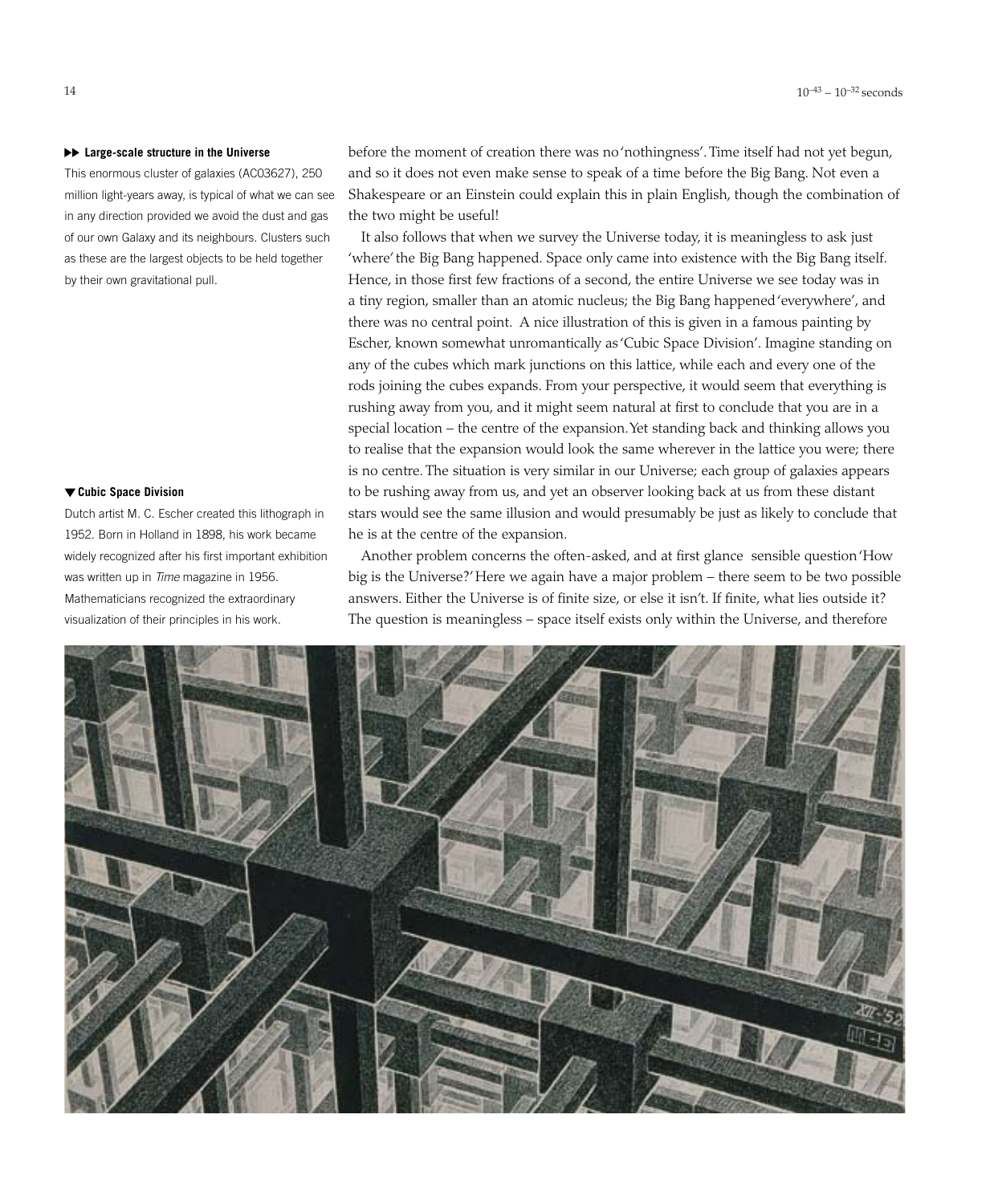**▶▶ Large-scale structure in the Universe**

This enormous cluster of galaxies (AC03627), 250 million light-years away, is typical of what we can see in any direction provided we avoid the dust and gas of our own Galaxy and its neighbours. Clusters such as these are the largest objects to be held together by their own gravitational pull.

**▼ Cubic Space Division**

Dutch artist M. C. Escher created this lithograph in 1952. Born in Holland in 1898, his work became widely recognized after his first important exhibition was written up in *Time* magazine in 1956. Mathematicians recognized the extraordinary visualization of their principles in his work.

before the moment of creation there was no 'nothingness'. Time itself had not yet begun, and so it does not even make sense to speak of a time before the Big Bang. Not even a Shakespeare or an Einstein could explain this in plain English, though the combination of the two might be useful!

It also follows that when we survey the Universe today, it is meaningless to ask just 'where' the Big Bang happened. Space only came into existence with the Big Bang itself. Hence, in those first few fractions of a second, the entire Universe we see today was in a tiny region, smaller than an atomic nucleus; the Big Bang happened 'everywhere', and there was no central point. A nice illustration of this is given in a famous painting by Escher, known somewhat unromantically as 'Cubic Space Division'. Imagine standing on any of the cubes which mark junctions on this lattice, while each and every one of the rods joining the cubes expands. From your perspective, it would seem that everything is rushing away from you, and it might seem natural at first to conclude that you are in a special location – the centre of the expansion. Yet standing back and thinking allows you to realise that the expansion would look the same wherever in the lattice you were; there is no centre. The situation is very similar in our Universe; each group of galaxies appears to be rushing away from us, and yet an observer looking back at us from these distant stars would see the same illusion and would presumably be just as likely to conclude that he is at the centre of the expansion.

Another problem concerns the often-asked, and at first glance sensible question 'How big is the Universe?' Here we again have a major problem – there seem to be two possible answers. Either the Universe is of finite size, or else it isn't. If finite, what lies outside it? The question is meaningless – space itself exists only within the Universe, and therefore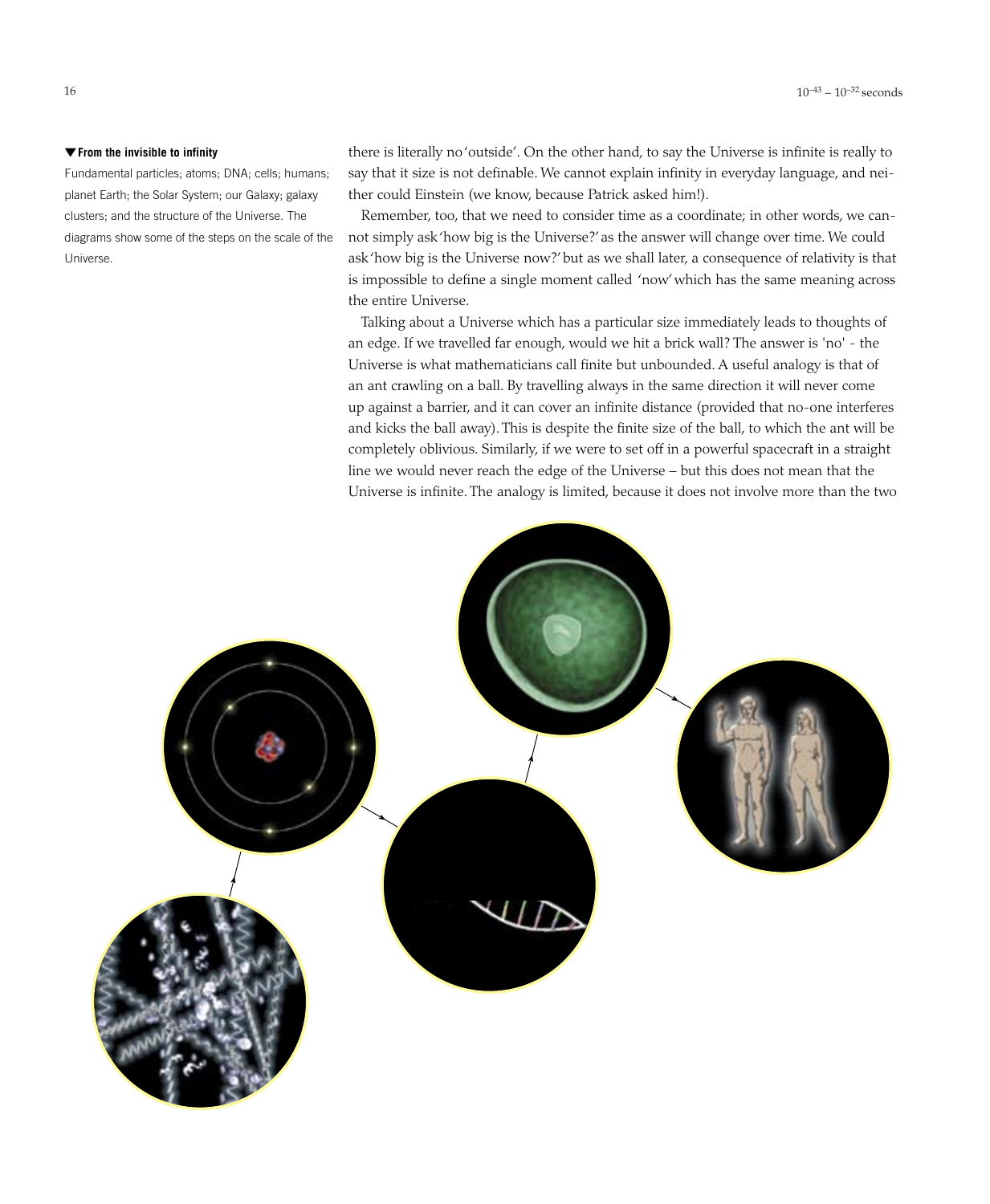**▼ From the invisible to infinity**

Fundamental particles; atoms; DNA; cells; humans; planet Earth; the Solar System; our Galaxy; galaxy clusters; and the structure of the Universe. The diagrams show some of the steps on the scale of the Universe.

there is literally no 'outside'. On the other hand, to say the Universe is infinite is really to say that it size is not definable. We cannot explain infinity in everyday language, and neither could Einstein (we know, because Patrick asked him!).

Remember, too, that we need to consider time as a coordinate; in other words, we cannot simply ask 'how big is the Universe?' as the answer will change over time. We could ask 'how big is the Universe now?' but as we shall later, a consequence of relativity is that is impossible to define a single moment called 'now' which has the same meaning across the entire Universe.

Talking about a Universe which has a particular size immediately leads to thoughts of an edge. If we travelled far enough, would we hit a brick wall? The answer is 'no' - the Universe is what mathematicians call finite but unbounded. A useful analogy is that of an ant crawling on a ball. By travelling always in the same direction it will never come up against a barrier, and it can cover an infinite distance (provided that no-one interferes and kicks the ball away). This is despite the finite size of the ball, to which the ant will be completely oblivious. Similarly, if we were to set off in a powerful spacecraft in a straight line we would never reach the edge of the Universe – but this does not mean that the Universe is infinite. The analogy is limited, because it does not involve more than the two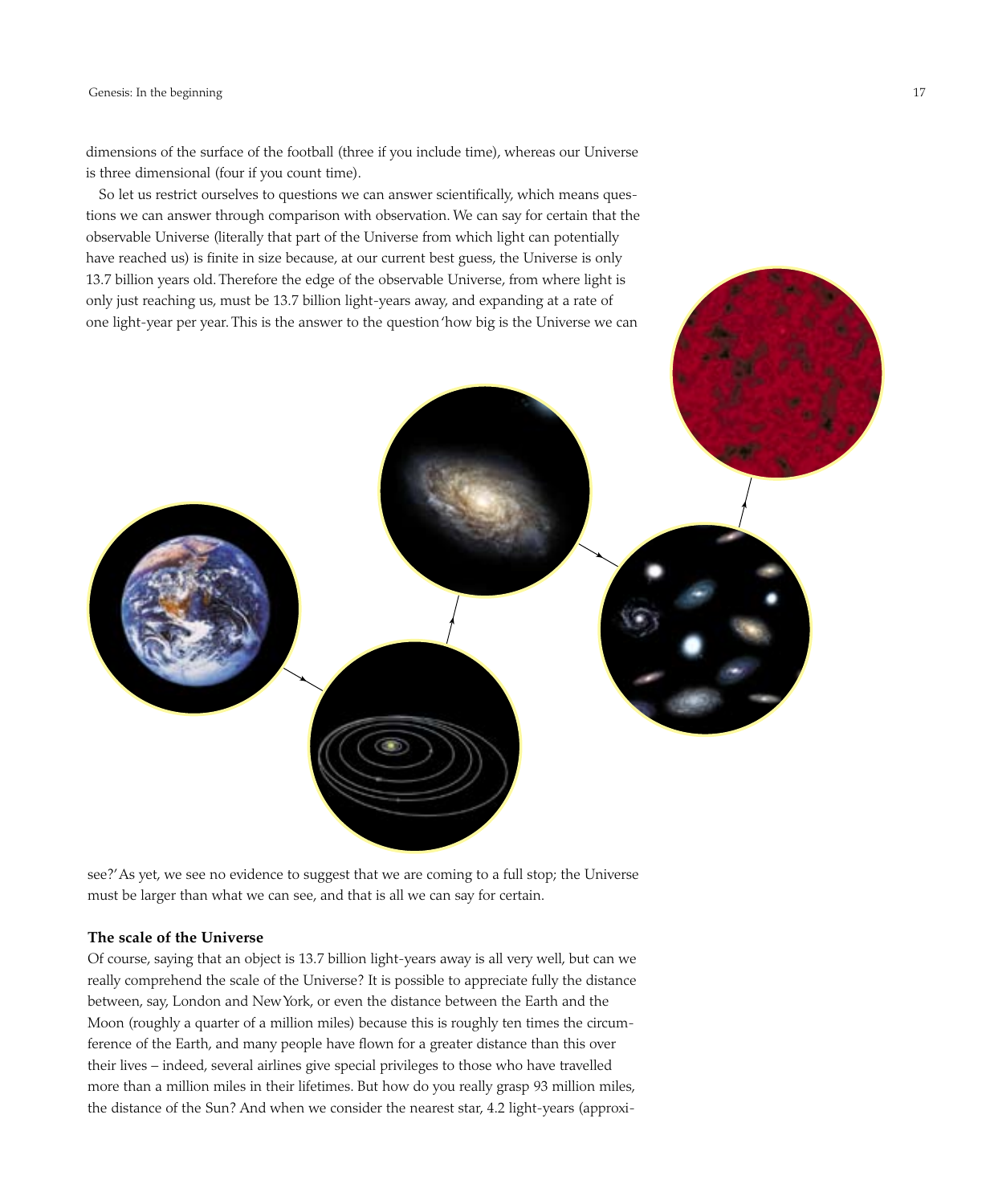dimensions of the surface of the football (three if you include time), whereas our Universe is three dimensional (four if you count time).

So let us restrict ourselves to questions we can answer scientifically, which means questions we can answer through comparison with observation. We can say for certain that the observable Universe (literally that part of the Universe from which light can potentially have reached us) is finite in size because, at our current best guess, the Universe is only 13.7 billion years old. Therefore the edge of the observable Universe, from where light is only just reaching us, must be 13.7 billion light-years away, and expanding at a rate of one light-year per year. This is the answer to the question 'how big is the Universe we can see?' As yet, we see no evidence to suggest that we are coming to a full stop; the Universe must be larger than what we can see, and that is all we can say for certain.

### The scale of the Universe

Of course, saying that an object is 13.7 billion light-years away is all very well, but can we really comprehend the scale of the Universe? It is possible to appreciate fully the distance between, say, London and New York, or even the distance between the Earth and the Moon (roughly a quarter of a million miles) because this is roughly ten times the circumference of the Earth, and many people have flown for a greater distance than this over their lives – indeed, several airlines give special privileges to those who have travelled more than a million miles in their lifetimes. But how do you really grasp 93 million miles, the distance of the Sun? And when we consider the nearest star, 4.2 light-years (approxi-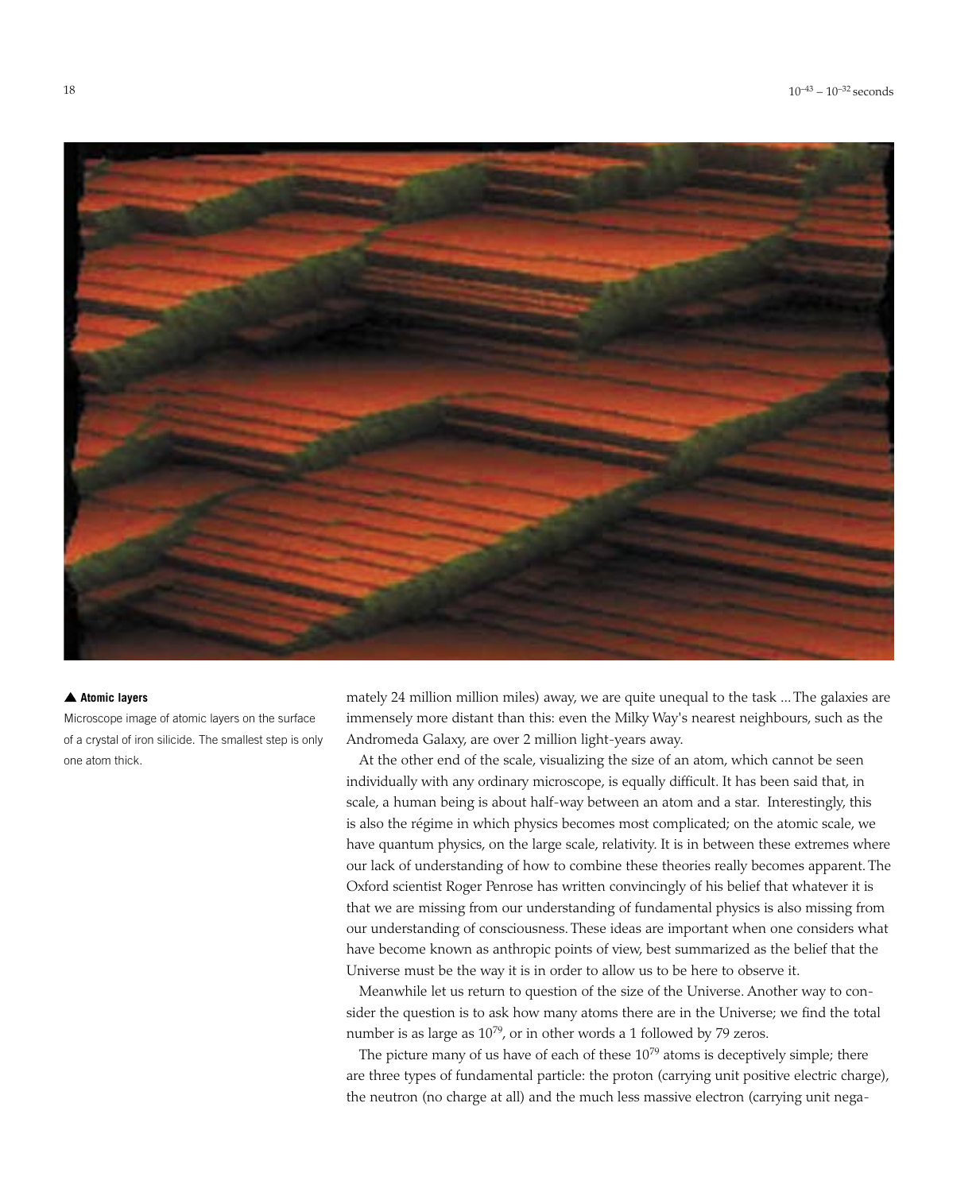▲ **Atomic layers**

Microscope image of atomic layers on the surface of a crystal of iron silicide. The smallest step is only one atom thick.

mately 24 million million miles) away, we are quite unequal to the task ... The galaxies are immensely more distant than this: even the Milky Way's nearest neighbours, such as the Andromeda Galaxy, are over 2 million light-years away.

At the other end of the scale, visualizing the size of an atom, which cannot be seen individually with any ordinary microscope, is equally difficult. It has been said that, in scale, a human being is about half-way between an atom and a star. Interestingly, this is also the régime in which physics becomes most complicated; on the atomic scale, we have quantum physics, on the large scale, relativity. It is in between these extremes where our lack of understanding of how to combine these theories really becomes apparent. The Oxford scientist Roger Penrose has written convincingly of his belief that whatever it is that we are missing from our understanding of fundamental physics is also missing from our understanding of consciousness. These ideas are important when one considers what have become known as anthropic points of view, best summarized as the belief that the Universe must be the way it is in order to allow us to be here to observe it.

Meanwhile let us return to question of the size of the Universe. Another way to consider the question is to ask how many atoms there are in the Universe; we find the total number is as large as $10^{79}$, or in other words a 1 followed by 79 zeros.

The picture many of us have of each of these $10^{79}$ atoms is deceptively simple; there are three types of fundamental particle: the proton (carrying unit positive electric charge), the neutron (no charge at all) and the much less massive electron (carrying unit nega-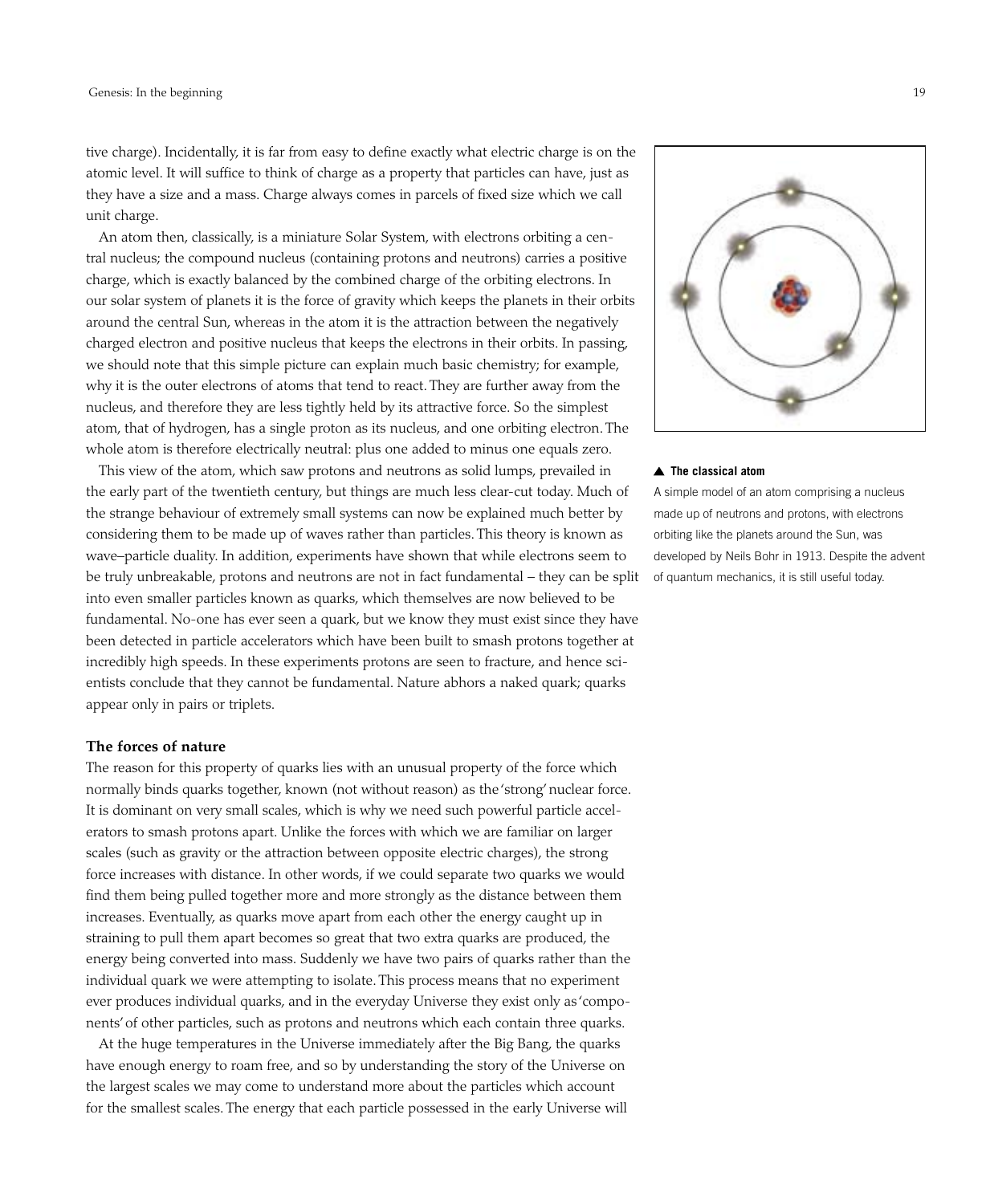tive charge). Incidentally, it is far from easy to define exactly what electric charge is on the atomic level. It will suffice to think of charge as a property that particles can have, just as they have a size and a mass. Charge always comes in parcels of fixed size which we call unit charge.

An atom then, classically, is a miniature Solar System, with electrons orbiting a central nucleus; the compound nucleus (containing protons and neutrons) carries a positive charge, which is exactly balanced by the combined charge of the orbiting electrons. In our solar system of planets it is the force of gravity which keeps the planets in their orbits around the central Sun, whereas in the atom it is the attraction between the negatively charged electron and positive nucleus that keeps the electrons in their orbits. In passing, we should note that this simple picture can explain much basic chemistry; for example, why it is the outer electrons of atoms that tend to react. They are further away from the nucleus, and therefore they are less tightly held by its attractive force. So the simplest atom, that of hydrogen, has a single proton as its nucleus, and one orbiting electron. The whole atom is therefore electrically neutral: plus one added to minus one equals zero.

This view of the atom, which saw protons and neutrons as solid lumps, prevailed in the early part of the twentieth century, but things are much less clear-cut today. Much of the strange behaviour of extremely small systems can now be explained much better by considering them to be made up of waves rather than particles. This theory is known as wave–particle duality. In addition, experiments have shown that while electrons seem to be truly unbreakable, protons and neutrons are not in fact fundamental – they can be split into even smaller particles known as quarks, which themselves are now believed to be fundamental. No-one has ever seen a quark, but we know they must exist since they have been detected in particle accelerators which have been built to smash protons together at incredibly high speeds. In these experiments protons are seen to fracture, and hence scientists conclude that they cannot be fundamental. Nature abhors a naked quark; quarks appear only in pairs or triplets.

**▲ The classical atom**

A simple model of an atom comprising a nucleus made up of neutrons and protons, with electrons orbiting like the planets around the Sun, was developed by Neils Bohr in 1913. Despite the advent of quantum mechanics, it is still useful today.

### The forces of nature

The reason for this property of quarks lies with an unusual property of the force which normally binds quarks together, known (not without reason) as the 'strong' nuclear force. It is dominant on very small scales, which is why we need such powerful particle accelerators to smash protons apart. Unlike the forces with which we are familiar on larger scales (such as gravity or the attraction between opposite electric charges), the strong force increases with distance. In other words, if we could separate two quarks we would find them being pulled together more and more strongly as the distance between them increases. Eventually, as quarks move apart from each other the energy caught up in straining to pull them apart becomes so great that two extra quarks are produced, the energy being converted into mass. Suddenly we have two pairs of quarks rather than the individual quark we were attempting to isolate. This process means that no experiment ever produces individual quarks, and in the everyday Universe they exist only as 'components' of other particles, such as protons and neutrons which each contain three quarks.

At the huge temperatures in the Universe immediately after the Big Bang, the quarks have enough energy to roam free, and so by understanding the story of the Universe on the largest scales we may come to understand more about the particles which account for the smallest scales. The energy that each particle possessed in the early Universe will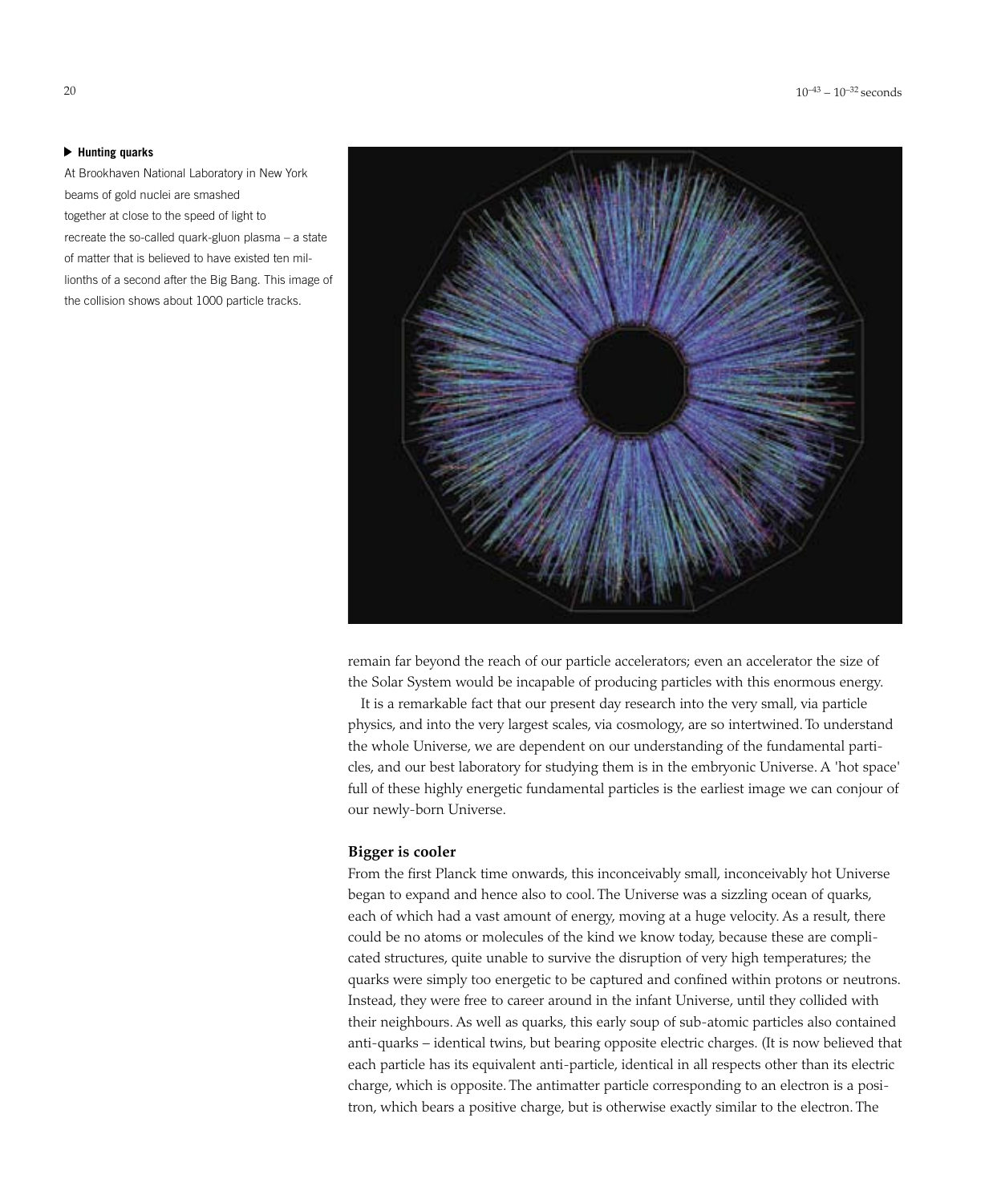**Hunting quarks**

At Brookhaven National Laboratory in New York beams of gold nuclei are smashed together at close to the speed of light to recreate the so-called quark-gluon plasma – a state of matter that is believed to have existed ten millionths of a second after the Big Bang. This image of the collision shows about 1000 particle tracks.

remain far beyond the reach of our particle accelerators; even an accelerator the size of the Solar System would be incapable of producing particles with this enormous energy.

It is a remarkable fact that our present day research into the very small, via particle physics, and into the very largest scales, via cosmology, are so intertwined. To understand the whole Universe, we are dependent on our understanding of the fundamental particles, and our best laboratory for studying them is in the embryonic Universe. A 'hot space' full of these highly energetic fundamental particles is the earliest image we can conjour of our newly-born Universe.

## Bigger is cooler

From the first Planck time onwards, this inconceivably small, inconceivably hot Universe began to expand and hence also to cool. The Universe was a sizzling ocean of quarks, each of which had a vast amount of energy, moving at a huge velocity. As a result, there could be no atoms or molecules of the kind we know today, because these are complicated structures, quite unable to survive the disruption of very high temperatures; the quarks were simply too energetic to be captured and confined within protons or neutrons. Instead, they were free to career around in the infant Universe, until they collided with their neighbours. As well as quarks, this early soup of sub-atomic particles also contained anti-quarks – identical twins, but bearing opposite electric charges. (It is now believed that each particle has its equivalent anti-particle, identical in all respects other than its electric charge, which is opposite. The antimatter particle corresponding to an electron is a positron, which bears a positive charge, but is otherwise exactly similar to the electron. The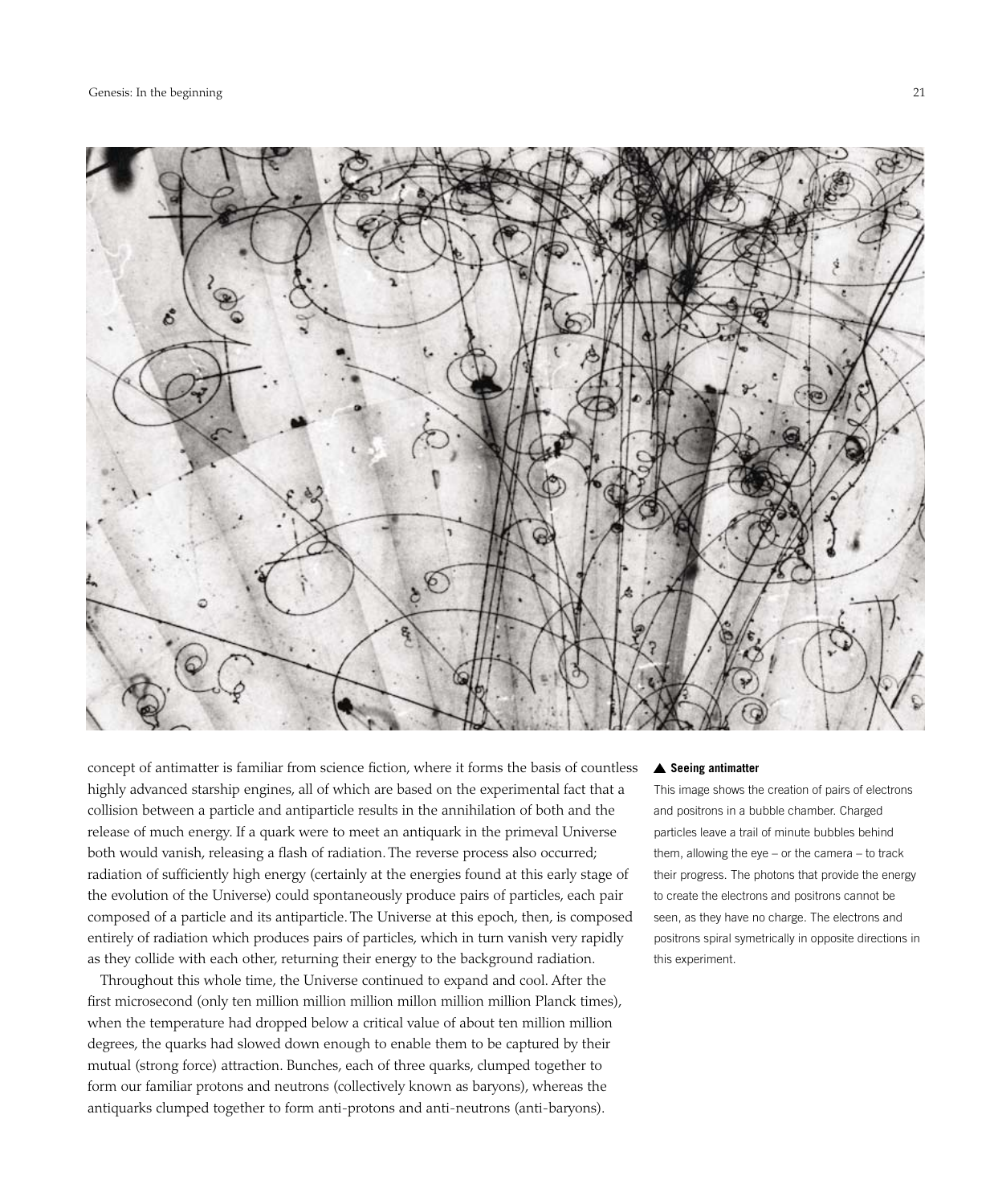concept of antimatter is familiar from science fiction, where it forms the basis of countless highly advanced starship engines, all of which are based on the experimental fact that a collision between a particle and antiparticle results in the annihilation of both and the release of much energy. If a quark were to meet an antiquark in the primeval Universe both would vanish, releasing a flash of radiation. The reverse process also occurred; radiation of sufficiently high energy (certainly at the energies found at this early stage of the evolution of the Universe) could spontaneously produce pairs of particles, each pair composed of a particle and its antiparticle. The Universe at this epoch, then, is composed entirely of radiation which produces pairs of particles, which in turn vanish very rapidly as they collide with each other, returning their energy to the background radiation.

Throughout this whole time, the Universe continued to expand and cool. After the first microsecond (only ten million million million millon million million Planck times), when the temperature had dropped below a critical value of about ten million million degrees, the quarks had slowed down enough to enable them to be captured by their mutual (strong force) attraction. Bunches, each of three quarks, clumped together to form our familiar protons and neutrons (collectively known as baryons), whereas the antiquarks clumped together to form anti-protons and anti-neutrons (anti-baryons).

**▲ Seeing antimatter**

This image shows the creation of pairs of electrons and positrons in a bubble chamber. Charged particles leave a trail of minute bubbles behind them, allowing the eye – or the camera – to track their progress. The photons that provide the energy to create the electrons and positrons cannot be seen, as they have no charge. The electrons and positrons spiral symetrically in opposite directions in this experiment.